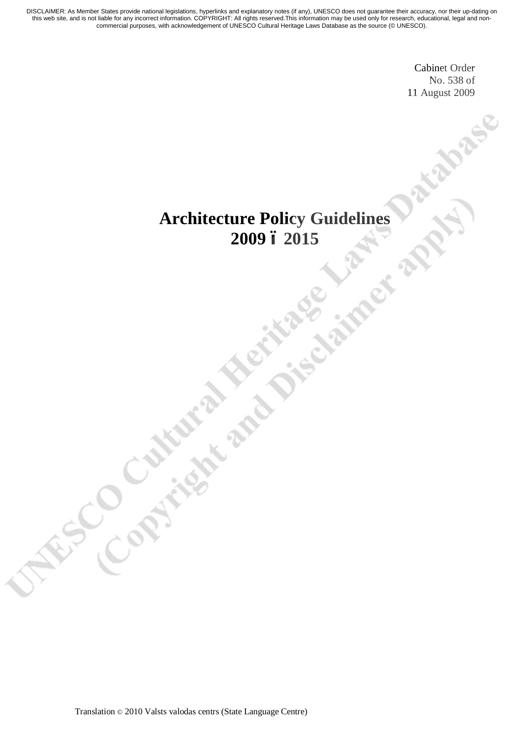DISCLAIMER: As Member States provide national legislations, hyperlinks and explanatory notes (if any), UNESCO does not guarantee their accuracy, nor their up-dating on this web site, and is not liable for any incorrect information. COPYRIGHT: All rights reserved.This information may be used only for research, educational, legal and non-commercial purposes, with acknowledgement of UNESCO Cultural Heritage Laws Database as the source (© UNESCO).

Cabinet Order
No. 538 of
11 August 2009

# Architecture Policy Guidelines 2009 – 2015

Translation © 2010 Valsts valodas centrs (State Language Centre)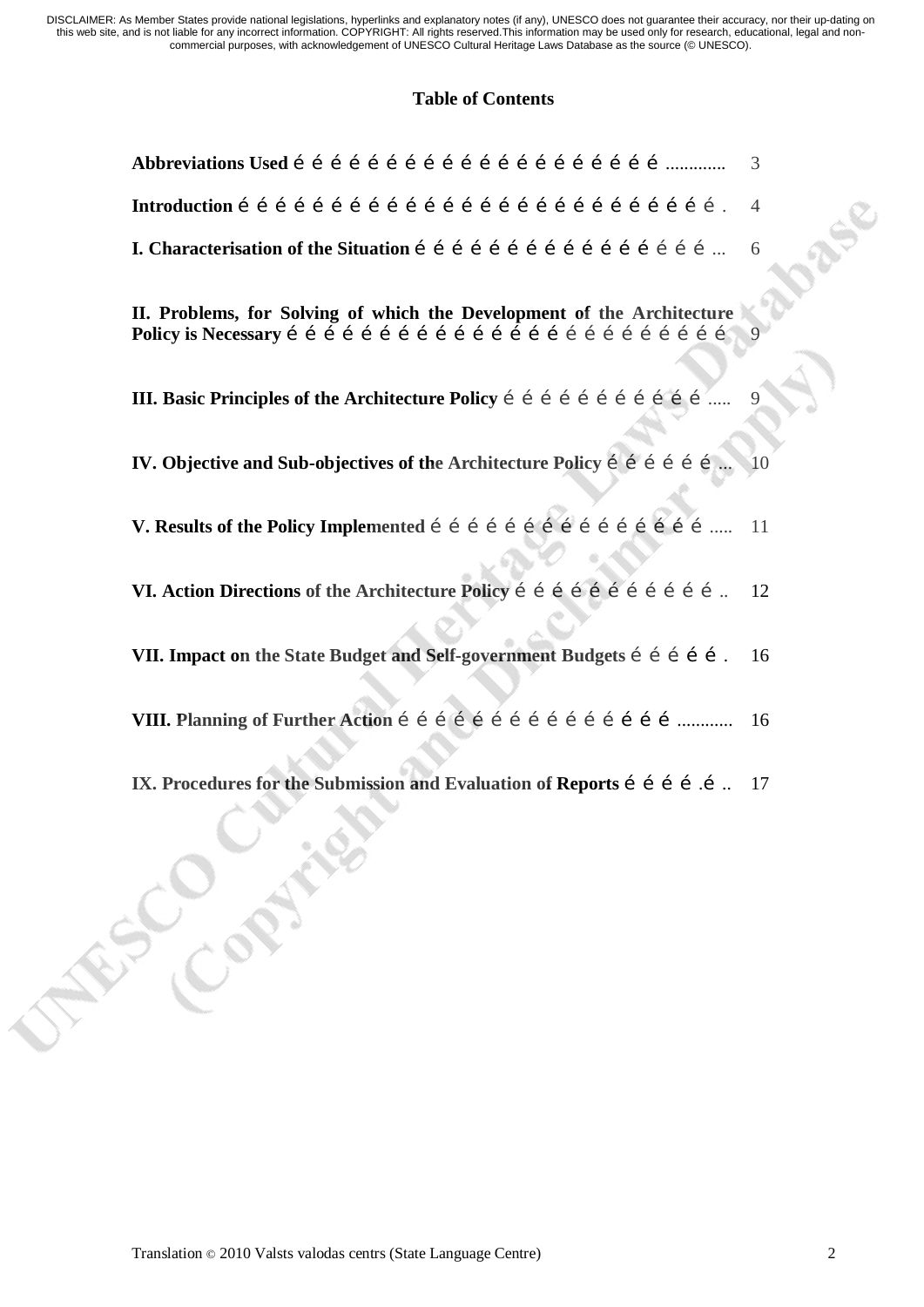## Table of Contents

| | |
|---|---|
| **Abbreviations Used** | 3 |
| **Introduction** | 4 |
| **I. Characterisation of the Situation** | 6 |
| **II. Problems, for Solving of which the Development of the Architecture Policy is Necessary** | 9 |
| **III. Basic Principles of the Architecture Policy** | 9 |
| **IV. Objective and Sub-objectives of the Architecture Policy** | 10 |
| **V. Results of the Policy Implemented** | 11 |
| **VI. Action Directions of the Architecture Policy** | 12 |
| **VII. Impact on the State Budget and Self-government Budgets** | 16 |
| **VIII. Planning of Further Action** | 16 |
| **IX. Procedures for the Submission and Evaluation of Reports** | 17 |

Translation © 2010 Valsts valodas centrs (State Language Centre)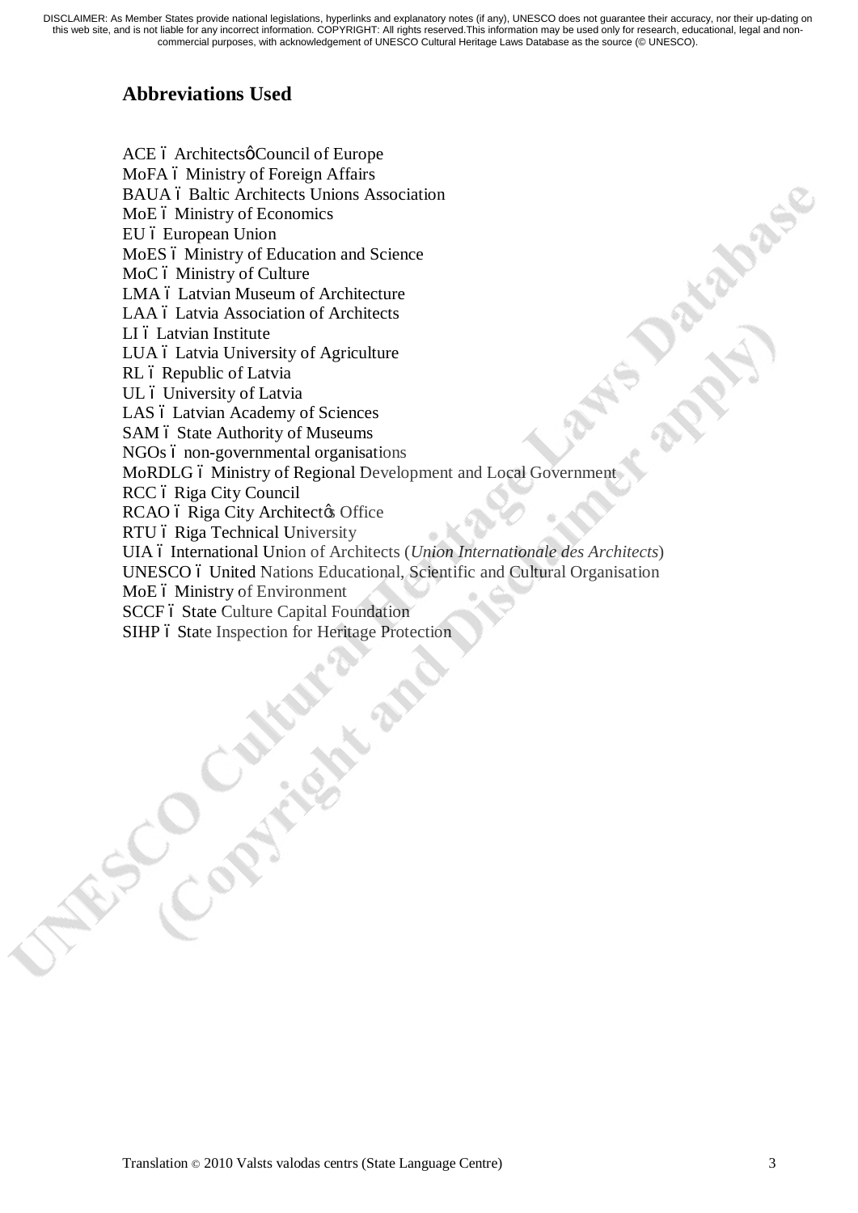## Abbreviations Used

ACE – Architects' Council of Europe
MoFA – Ministry of Foreign Affairs
BAUA – Baltic Architects Unions Association
MoE – Ministry of Economics
EU – European Union
MoES – Ministry of Education and Science
MoC – Ministry of Culture
LMA – Latvian Museum of Architecture
LAA – Latvia Association of Architects
LI – Latvian Institute
LUA – Latvia University of Agriculture
RL – Republic of Latvia
UL – University of Latvia
LAS – Latvian Academy of Sciences
SAM – State Authority of Museums
NGOs – non-governmental organisations
MoRDLG – Ministry of Regional Development and Local Government
RCC – Riga City Council
RCAO – Riga City Architect's Office
RTU – Riga Technical University
UIA – International Union of Architects (*Union Internationale des Architects*)
UNESCO – United Nations Educational, Scientific and Cultural Organisation
MoE – Ministry of Environment
SCCF – State Culture Capital Foundation
SIHP – State Inspection for Heritage Protection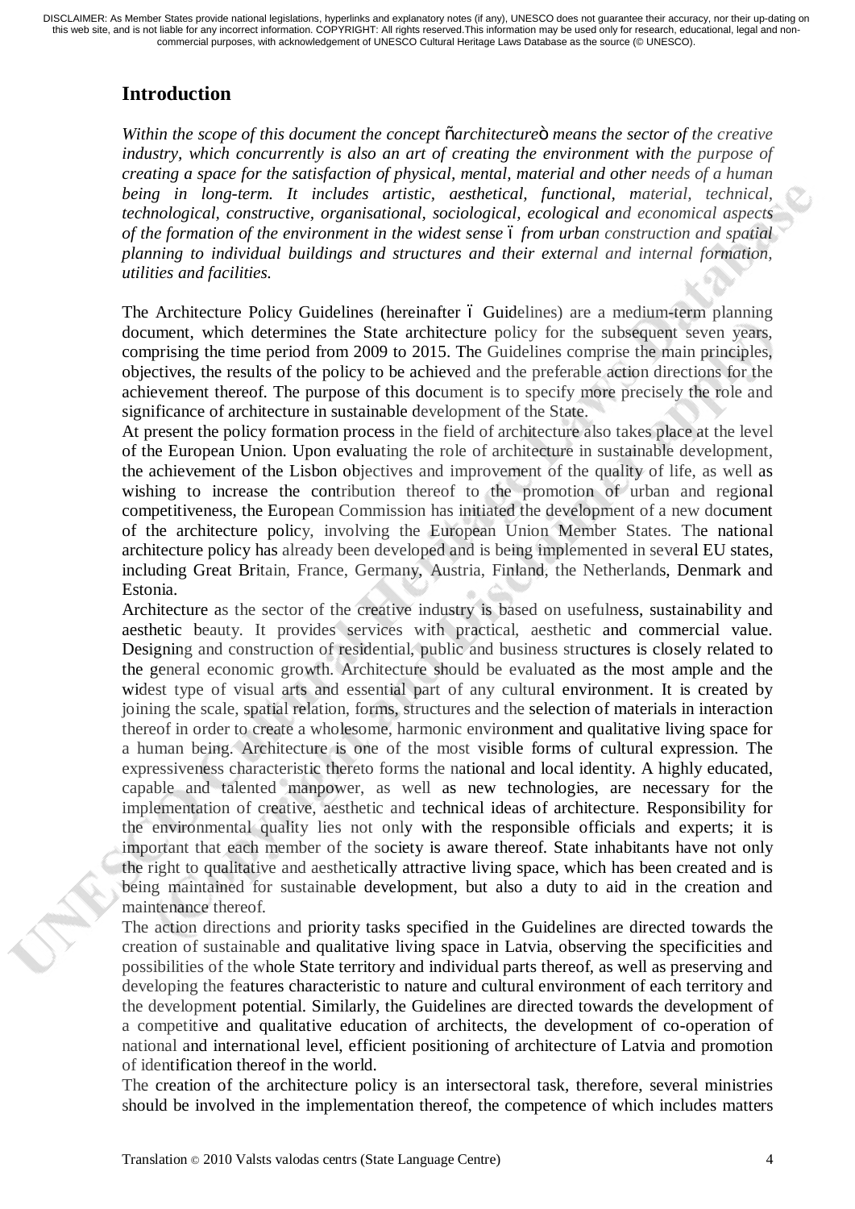## Introduction

*Within the scope of this document the concept "architecture" means the sector of the creative industry, which concurrently is also an art of creating the environment with the purpose of creating a space for the satisfaction of physical, mental, material and other needs of a human being in long-term. It includes artistic, aesthetical, functional, material, technical, technological, constructive, organisational, sociological, ecological and economical aspects of the formation of the environment in the widest sense – from urban construction and spatial planning to individual buildings and structures and their external and internal formation, utilities and facilities.*

The Architecture Policy Guidelines (hereinafter – Guidelines) are a medium-term planning document, which determines the State architecture policy for the subsequent seven years, comprising the time period from 2009 to 2015. The Guidelines comprise the main principles, objectives, the results of the policy to be achieved and the preferable action directions for the achievement thereof. The purpose of this document is to specify more precisely the role and significance of architecture in sustainable development of the State.

At present the policy formation process in the field of architecture also takes place at the level of the European Union. Upon evaluating the role of architecture in sustainable development, the achievement of the Lisbon objectives and improvement of the quality of life, as well as wishing to increase the contribution thereof to the promotion of urban and regional competitiveness, the European Commission has initiated the development of a new document of the architecture policy, involving the European Union Member States. The national architecture policy has already been developed and is being implemented in several EU states, including Great Britain, France, Germany, Austria, Finland, the Netherlands, Denmark and Estonia.

Architecture as the sector of the creative industry is based on usefulness, sustainability and aesthetic beauty. It provides services with practical, aesthetic and commercial value. Designing and construction of residential, public and business structures is closely related to the general economic growth. Architecture should be evaluated as the most ample and the widest type of visual arts and essential part of any cultural environment. It is created by joining the scale, spatial relation, forms, structures and the selection of materials in interaction thereof in order to create a wholesome, harmonic environment and qualitative living space for a human being. Architecture is one of the most visible forms of cultural expression. The expressiveness characteristic thereto forms the national and local identity. A highly educated, capable and talented manpower, as well as new technologies, are necessary for the implementation of creative, aesthetic and technical ideas of architecture. Responsibility for the environmental quality lies not only with the responsible officials and experts; it is important that each member of the society is aware thereof. State inhabitants have not only the right to qualitative and aesthetically attractive living space, which has been created and is being maintained for sustainable development, but also a duty to aid in the creation and maintenance thereof.

The action directions and priority tasks specified in the Guidelines are directed towards the creation of sustainable and qualitative living space in Latvia, observing the specificities and possibilities of the whole State territory and individual parts thereof, as well as preserving and developing the features characteristic to nature and cultural environment of each territory and the development potential. Similarly, the Guidelines are directed towards the development of a competitive and qualitative education of architects, the development of co-operation of national and international level, efficient positioning of architecture of Latvia and promotion of identification thereof in the world.

The creation of the architecture policy is an intersectoral task, therefore, several ministries should be involved in the implementation thereof, the competence of which includes matters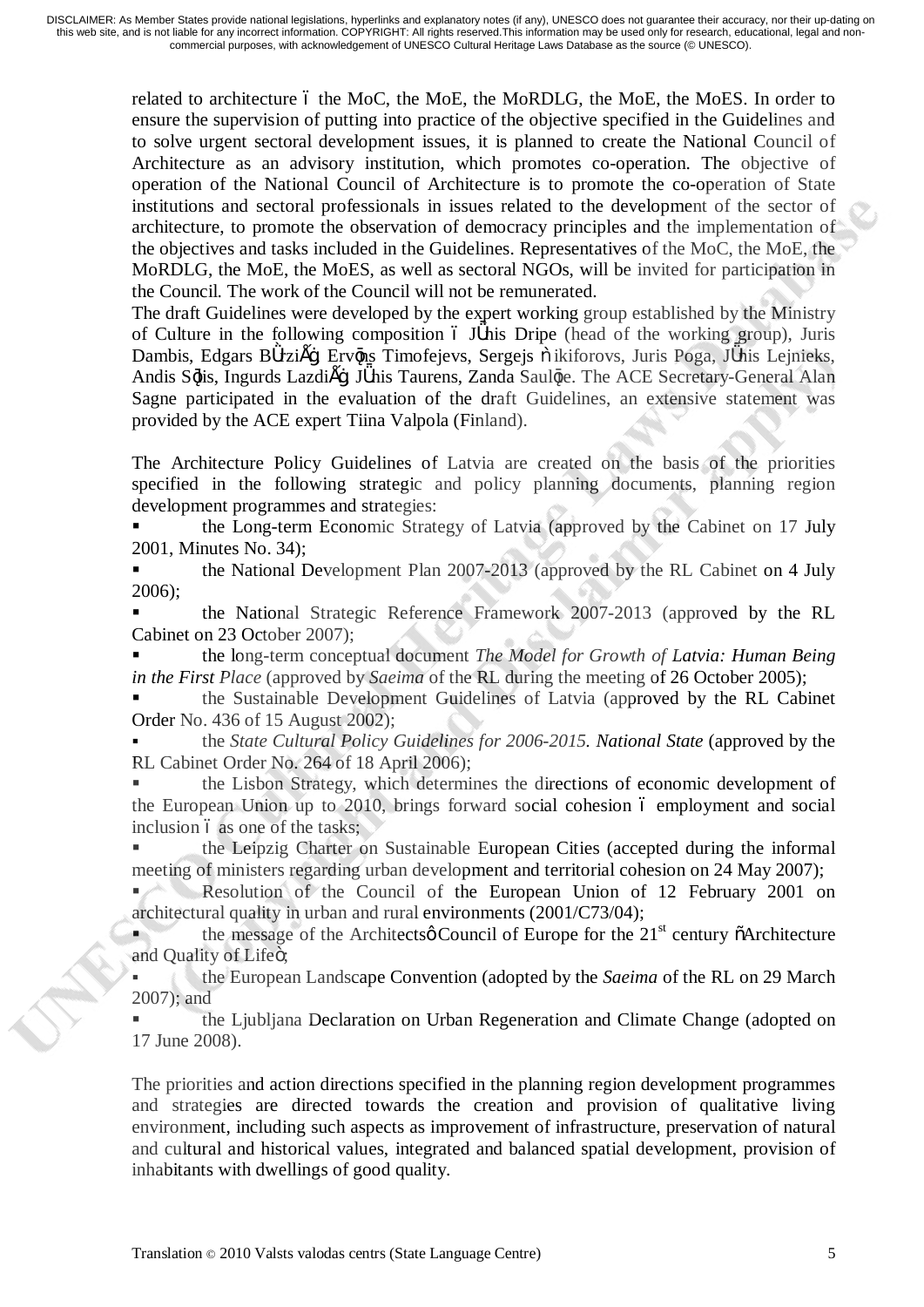related to architecture – the MoC, the MoE, the MoRDLG, the MoE, the MoES. In order to ensure the supervision of putting into practice of the objective specified in the Guidelines and to solve urgent sectoral development issues, it is planned to create the National Council of Architecture as an advisory institution, which promotes co-operation. The objective of operation of the National Council of Architecture is to promote the co-operation of State institutions and sectoral professionals in issues related to the development of the sector of architecture, to promote the observation of democracy principles and the implementation of the objectives and tasks included in the Guidelines. Representatives of the MoC, the MoE, the MoRDLG, the MoE, the MoES, as well as sectoral NGOs, will be invited for participation in the Council. The work of the Council will not be remunerated.

The draft Guidelines were developed by the expert working group established by the Ministry of Culture in the following composition – Jānis Dripe (head of the working group), Juris Dambis, Edgars Bērziņš, Ervīns Timofejevs, Sergejs Ņikiforovs, Juris Poga, Jānis Lejnieks, Andis Sīlis, Ingurds Lazdiņš, Jānis Taurens, Zanda Saulīte. The ACE Secretary-General Alan Sagne participated in the evaluation of the draft Guidelines, an extensive statement was provided by the ACE expert Tiina Valpola (Finland).

The Architecture Policy Guidelines of Latvia are created on the basis of the priorities specified in the following strategic and policy planning documents, planning region development programmes and strategies:

- the Long-term Economic Strategy of Latvia (approved by the Cabinet on 17 July 2001, Minutes No. 34);
- the National Development Plan 2007-2013 (approved by the RL Cabinet on 4 July 2006);
- the National Strategic Reference Framework 2007-2013 (approved by the RL Cabinet on 23 October 2007);
- the long-term conceptual document *The Model for Growth of Latvia: Human Being in the First Place* (approved by *Saeima* of the RL during the meeting of 26 October 2005);
- the Sustainable Development Guidelines of Latvia (approved by the RL Cabinet Order No. 436 of 15 August 2002);
- the *State Cultural Policy Guidelines for 2006-2015. National State* (approved by the RL Cabinet Order No. 264 of 18 April 2006);
- the Lisbon Strategy, which determines the directions of economic development of the European Union up to 2010, brings forward social cohesion – employment and social inclusion – as one of the tasks;
- the Leipzig Charter on Sustainable European Cities (accepted during the informal meeting of ministers regarding urban development and territorial cohesion on 24 May 2007);
- Resolution of the Council of the European Union of 12 February 2001 on architectural quality in urban and rural environments (2001/C73/04);
- the message of the Architects' Council of Europe for the 21st century "Architecture and Quality of Life";
- the European Landscape Convention (adopted by the *Saeima* of the RL on 29 March 2007); and
- the Ljubljana Declaration on Urban Regeneration and Climate Change (adopted on 17 June 2008).

The priorities and action directions specified in the planning region development programmes and strategies are directed towards the creation and provision of qualitative living environment, including such aspects as improvement of infrastructure, preservation of natural and cultural and historical values, integrated and balanced spatial development, provision of inhabitants with dwellings of good quality.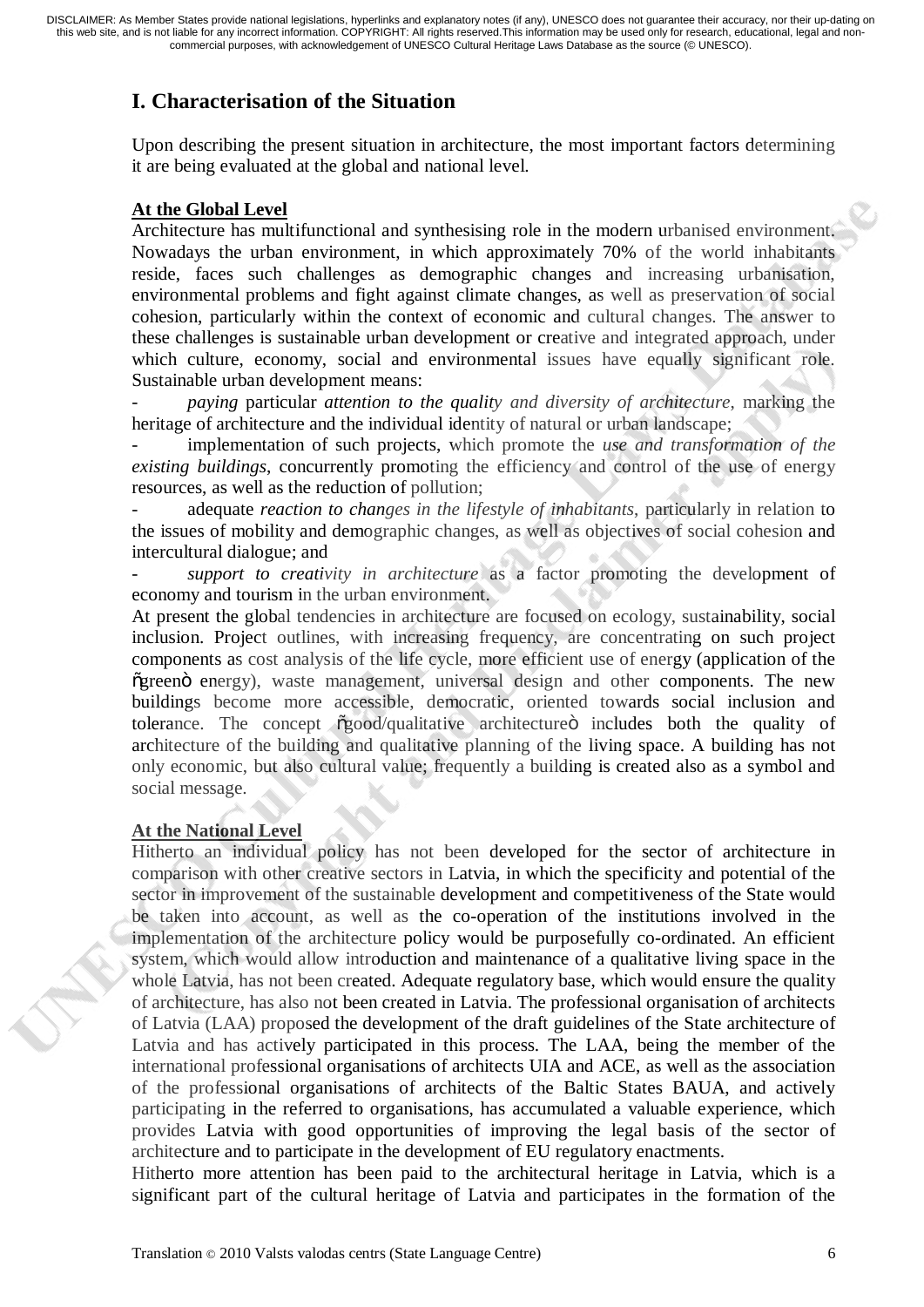## I. Characterisation of the Situation

Upon describing the present situation in architecture, the most important factors determining it are being evaluated at the global and national level.

**At the Global Level**

Architecture has multifunctional and synthesising role in the modern urbanised environment. Nowadays the urban environment, in which approximately 70% of the world inhabitants reside, faces such challenges as demographic changes and increasing urbanisation, environmental problems and fight against climate changes, as well as preservation of social cohesion, particularly within the context of economic and cultural changes. The answer to these challenges is sustainable urban development or creative and integrated approach, under which culture, economy, social and environmental issues have equally significant role. Sustainable urban development means:

- *paying* particular *attention to the quality and diversity of architecture*, marking the heritage of architecture and the individual identity of natural or urban landscape;
- implementation of such projects, which promote the *use and transformation of the existing buildings*, concurrently promoting the efficiency and control of the use of energy resources, as well as the reduction of pollution;
- adequate *reaction to changes in the lifestyle of inhabitants*, particularly in relation to the issues of mobility and demographic changes, as well as objectives of social cohesion and intercultural dialogue; and
- *support to creativity in architecture* as a factor promoting the development of economy and tourism in the urban environment.

At present the global tendencies in architecture are focused on ecology, sustainability, social inclusion. Project outlines, with increasing frequency, are concentrating on such project components as cost analysis of the life cycle, more efficient use of energy (application of the "green" energy), waste management, universal design and other components. The new buildings become more accessible, democratic, oriented towards social inclusion and tolerance. The concept "good/qualitative architecture" includes both the quality of architecture of the building and qualitative planning of the living space. A building has not only economic, but also cultural value; frequently a building is created also as a symbol and social message.

**At the National Level**

Hitherto an individual policy has not been developed for the sector of architecture in comparison with other creative sectors in Latvia, in which the specificity and potential of the sector in improvement of the sustainable development and competitiveness of the State would be taken into account, as well as the co-operation of the institutions involved in the implementation of the architecture policy would be purposefully co-ordinated. An efficient system, which would allow introduction and maintenance of a qualitative living space in the whole Latvia, has not been created. Adequate regulatory base, which would ensure the quality of architecture, has also not been created in Latvia. The professional organisation of architects of Latvia (LAA) proposed the development of the draft guidelines of the State architecture of Latvia and has actively participated in this process. The LAA, being the member of the international professional organisations of architects UIA and ACE, as well as the association of the professional organisations of architects of the Baltic States BAUA, and actively participating in the referred to organisations, has accumulated a valuable experience, which provides Latvia with good opportunities of improving the legal basis of the sector of architecture and to participate in the development of EU regulatory enactments.

Hitherto more attention has been paid to the architectural heritage in Latvia, which is a significant part of the cultural heritage of Latvia and participates in the formation of the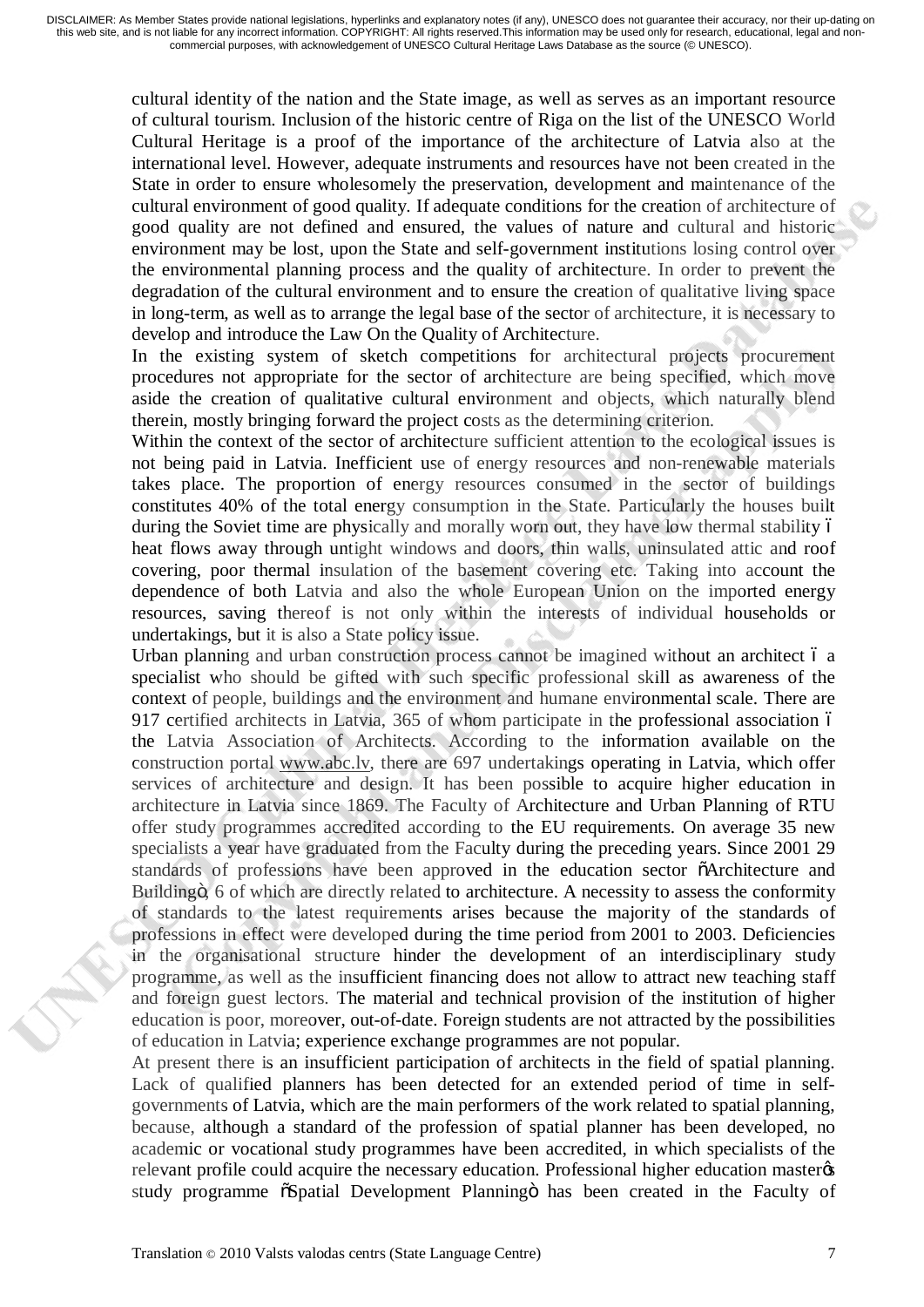cultural identity of the nation and the State image, as well as serves as an important resource of cultural tourism. Inclusion of the historic centre of Riga on the list of the UNESCO World Cultural Heritage is a proof of the importance of the architecture of Latvia also at the international level. However, adequate instruments and resources have not been created in the State in order to ensure wholesomely the preservation, development and maintenance of the cultural environment of good quality. If adequate conditions for the creation of architecture of good quality are not defined and ensured, the values of nature and cultural and historic environment may be lost, upon the State and self-government institutions losing control over the environmental planning process and the quality of architecture. In order to prevent the degradation of the cultural environment and to ensure the creation of qualitative living space in long-term, as well as to arrange the legal base of the sector of architecture, it is necessary to develop and introduce the Law On the Quality of Architecture.

In the existing system of sketch competitions for architectural projects procurement procedures not appropriate for the sector of architecture are being specified, which move aside the creation of qualitative cultural environment and objects, which naturally blend therein, mostly bringing forward the project costs as the determining criterion.

Within the context of the sector of architecture sufficient attention to the ecological issues is not being paid in Latvia. Inefficient use of energy resources and non-renewable materials takes place. The proportion of energy resources consumed in the sector of buildings constitutes 40% of the total energy consumption in the State. Particularly the houses built during the Soviet time are physically and morally worn out, they have low thermal stability – heat flows away through untight windows and doors, thin walls, uninsulated attic and roof covering, poor thermal insulation of the basement covering etc. Taking into account the dependence of both Latvia and also the whole European Union on the imported energy resources, saving thereof is not only within the interests of individual households or undertakings, but it is also a State policy issue.

Urban planning and urban construction process cannot be imagined without an architect – a specialist who should be gifted with such specific professional skill as awareness of the context of people, buildings and the environment and humane environmental scale. There are 917 certified architects in Latvia, 365 of whom participate in the professional association – the Latvia Association of Architects. According to the information available on the construction portal www.abc.lv, there are 697 undertakings operating in Latvia, which offer services of architecture and design. It has been possible to acquire higher education in architecture in Latvia since 1869. The Faculty of Architecture and Urban Planning of RTU offer study programmes accredited according to the EU requirements. On average 35 new specialists a year have graduated from the Faculty during the preceding years. Since 2001 29 standards of professions have been approved in the education sector "Architecture and Building", 6 of which are directly related to architecture. A necessity to assess the conformity of standards to the latest requirements arises because the majority of the standards of professions in effect were developed during the time period from 2001 to 2003. Deficiencies in the organisational structure hinder the development of an interdisciplinary study programme, as well as the insufficient financing does not allow to attract new teaching staff and foreign guest lectors. The material and technical provision of the institution of higher education is poor, moreover, out-of-date. Foreign students are not attracted by the possibilities of education in Latvia; experience exchange programmes are not popular.

At present there is an insufficient participation of architects in the field of spatial planning. Lack of qualified planners has been detected for an extended period of time in self-governments of Latvia, which are the main performers of the work related to spatial planning, because, although a standard of the profession of spatial planner has been developed, no academic or vocational study programmes have been accredited, in which specialists of the relevant profile could acquire the necessary education. Professional higher education master's study programme "Spatial Development Planning" has been created in the Faculty of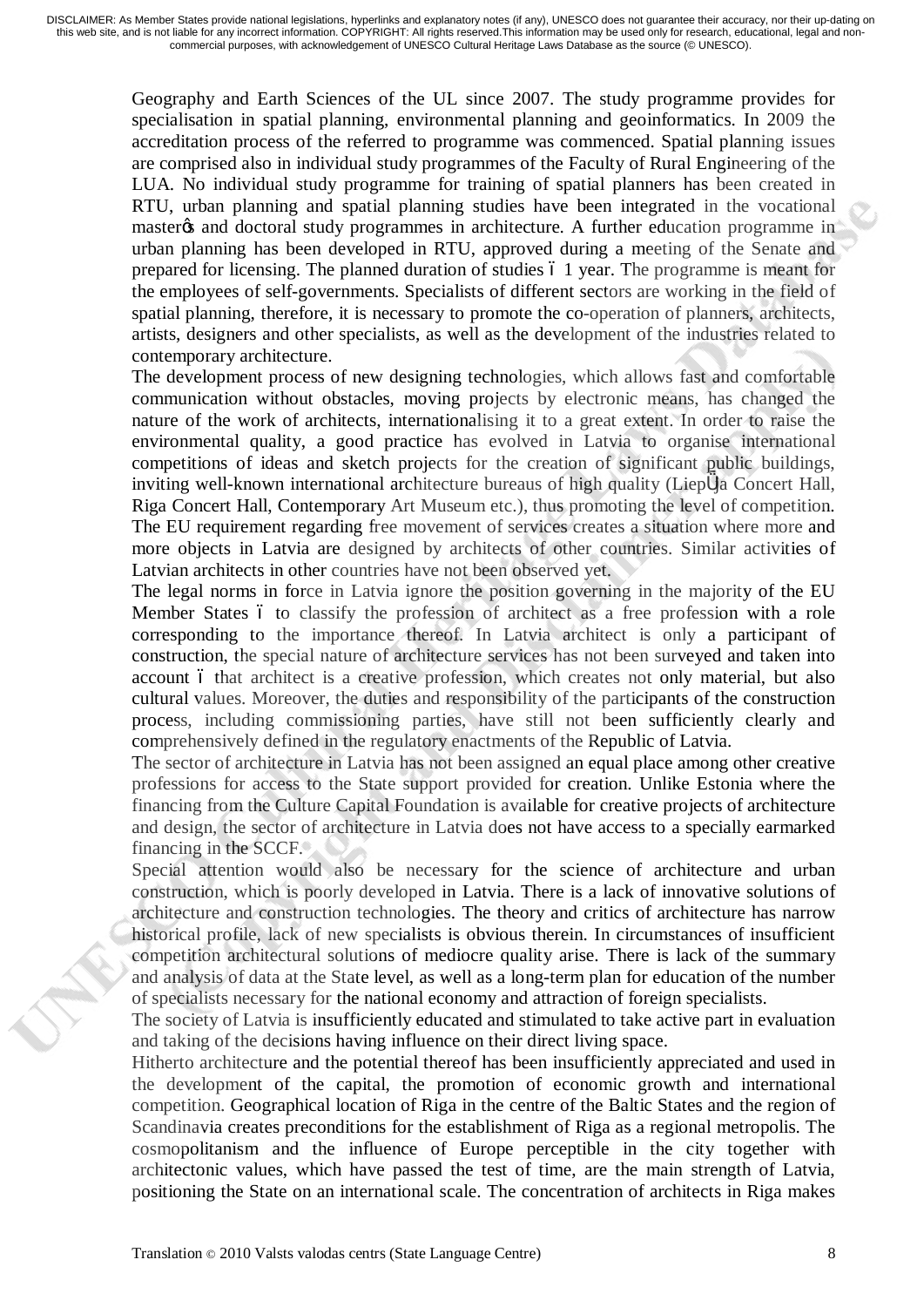Geography and Earth Sciences of the UL since 2007. The study programme provides for specialisation in spatial planning, environmental planning and geoinformatics. In 2009 the accreditation process of the referred to programme was commenced. Spatial planning issues are comprised also in individual study programmes of the Faculty of Rural Engineering of the LUA. No individual study programme for training of spatial planners has been created in RTU, urban planning and spatial planning studies have been integrated in the vocational master's and doctoral study programmes in architecture. A further education programme in urban planning has been developed in RTU, approved during a meeting of the Senate and prepared for licensing. The planned duration of studies – 1 year. The programme is meant for the employees of self-governments. Specialists of different sectors are working in the field of spatial planning, therefore, it is necessary to promote the co-operation of planners, architects, artists, designers and other specialists, as well as the development of the industries related to contemporary architecture.

The development process of new designing technologies, which allows fast and comfortable communication without obstacles, moving projects by electronic means, has changed the nature of the work of architects, internationalising it to a great extent. In order to raise the environmental quality, a good practice has evolved in Latvia to organise international competitions of ideas and sketch projects for the creation of significant public buildings, inviting well-known international architecture bureaus of high quality (Liepāja Concert Hall, Riga Concert Hall, Contemporary Art Museum etc.), thus promoting the level of competition. The EU requirement regarding free movement of services creates a situation where more and more objects in Latvia are designed by architects of other countries. Similar activities of Latvian architects in other countries have not been observed yet.

The legal norms in force in Latvia ignore the position governing in the majority of the EU Member States – to classify the profession of architect as a free profession with a role corresponding to the importance thereof. In Latvia architect is only a participant of construction, the special nature of architecture services has not been surveyed and taken into account – that architect is a creative profession, which creates not only material, but also cultural values. Moreover, the duties and responsibility of the participants of the construction process, including commissioning parties, have still not been sufficiently clearly and comprehensively defined in the regulatory enactments of the Republic of Latvia.

The sector of architecture in Latvia has not been assigned an equal place among other creative professions for access to the State support provided for creation. Unlike Estonia where the financing from the Culture Capital Foundation is available for creative projects of architecture and design, the sector of architecture in Latvia does not have access to a specially earmarked financing in the SCCF.

Special attention would also be necessary for the science of architecture and urban construction, which is poorly developed in Latvia. There is a lack of innovative solutions of architecture and construction technologies. The theory and critics of architecture has narrow historical profile, lack of new specialists is obvious therein. In circumstances of insufficient competition architectural solutions of mediocre quality arise. There is lack of the summary and analysis of data at the State level, as well as a long-term plan for education of the number of specialists necessary for the national economy and attraction of foreign specialists.

The society of Latvia is insufficiently educated and stimulated to take active part in evaluation and taking of the decisions having influence on their direct living space.

Hitherto architecture and the potential thereof has been insufficiently appreciated and used in the development of the capital, the promotion of economic growth and international competition. Geographical location of Riga in the centre of the Baltic States and the region of Scandinavia creates preconditions for the establishment of Riga as a regional metropolis. The cosmopolitanism and the influence of Europe perceptible in the city together with architectonic values, which have passed the test of time, are the main strength of Latvia, positioning the State on an international scale. The concentration of architects in Riga makes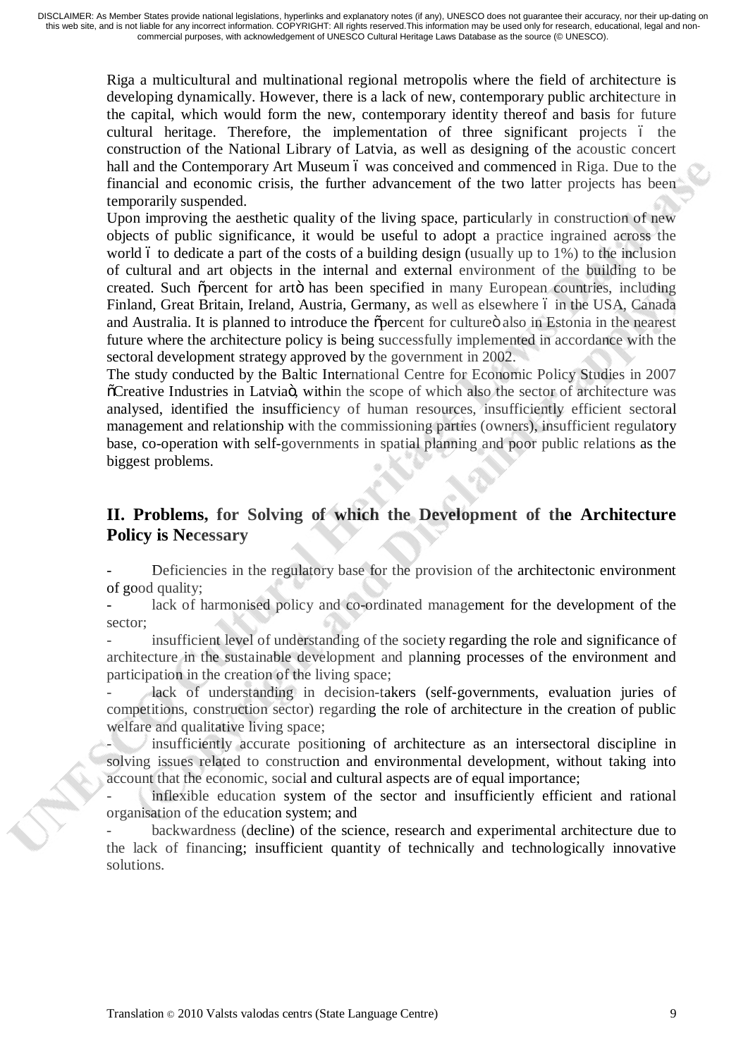Riga a multicultural and multinational regional metropolis where the field of architecture is developing dynamically. However, there is a lack of new, contemporary public architecture in the capital, which would form the new, contemporary identity thereof and basis for future cultural heritage. Therefore, the implementation of three significant projects – the construction of the National Library of Latvia, as well as designing of the acoustic concert hall and the Contemporary Art Museum – was conceived and commenced in Riga. Due to the financial and economic crisis, the further advancement of the two latter projects has been temporarily suspended.

Upon improving the aesthetic quality of the living space, particularly in construction of new objects of public significance, it would be useful to adopt a practice ingrained across the world – to dedicate a part of the costs of a building design (usually up to 1%) to the inclusion of cultural and art objects in the internal and external environment of the building to be created. Such "percent for art" has been specified in many European countries, including Finland, Great Britain, Ireland, Austria, Germany, as well as elsewhere – in the USA, Canada and Australia. It is planned to introduce the "percent for culture" also in Estonia in the nearest future where the architecture policy is being successfully implemented in accordance with the sectoral development strategy approved by the government in 2002.

The study conducted by the Baltic International Centre for Economic Policy Studies in 2007 "Creative Industries in Latvia", within the scope of which also the sector of architecture was analysed, identified the insufficiency of human resources, insufficiently efficient sectoral management and relationship with the commissioning parties (owners), insufficient regulatory base, co-operation with self-governments in spatial planning and poor public relations as the biggest problems.

## II. Problems, for Solving of which the Development of the Architecture Policy is Necessary

- Deficiencies in the regulatory base for the provision of the architectonic environment of good quality;
- lack of harmonised policy and co-ordinated management for the development of the sector;
- insufficient level of understanding of the society regarding the role and significance of architecture in the sustainable development and planning processes of the environment and participation in the creation of the living space;
- lack of understanding in decision-takers (self-governments, evaluation juries of competitions, construction sector) regarding the role of architecture in the creation of public welfare and qualitative living space;
- insufficiently accurate positioning of architecture as an intersectoral discipline in solving issues related to construction and environmental development, without taking into account that the economic, social and cultural aspects are of equal importance;
- inflexible education system of the sector and insufficiently efficient and rational organisation of the education system; and
- backwardness (decline) of the science, research and experimental architecture due to the lack of financing; insufficient quantity of technically and technologically innovative solutions.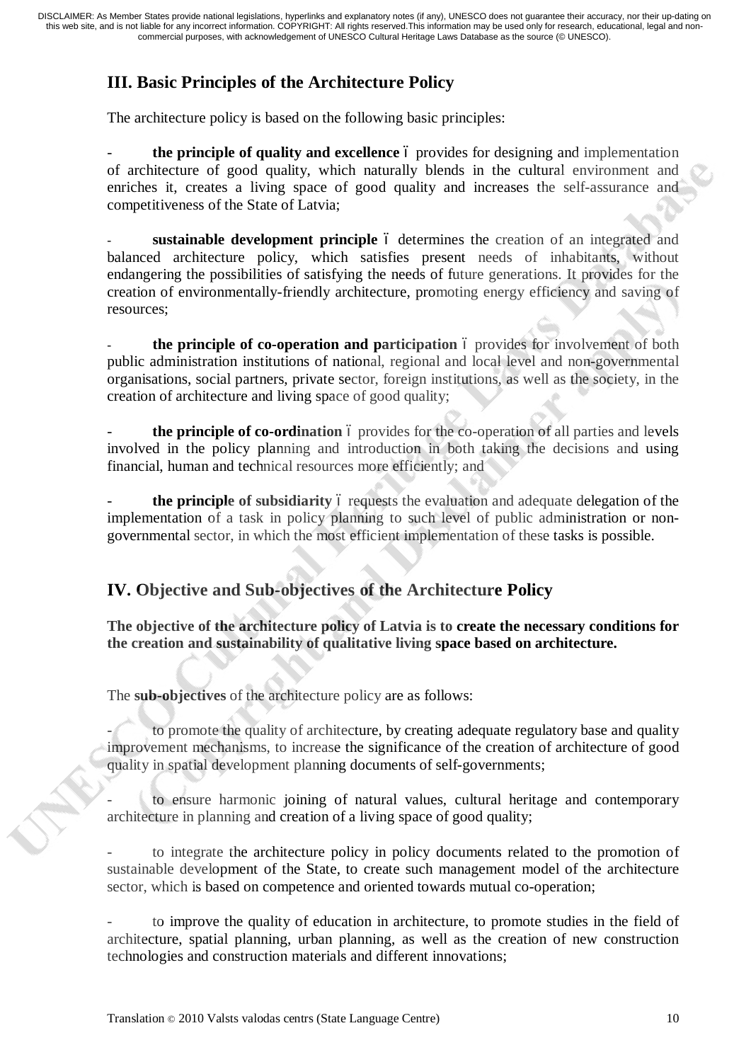## III. Basic Principles of the Architecture Policy

The architecture policy is based on the following basic principles:

- **the principle of quality and excellence** – provides for designing and implementation of architecture of good quality, which naturally blends in the cultural environment and enriches it, creates a living space of good quality and increases the self-assurance and competitiveness of the State of Latvia;

- **sustainable development principle** – determines the creation of an integrated and balanced architecture policy, which satisfies present needs of inhabitants, without endangering the possibilities of satisfying the needs of future generations. It provides for the creation of environmentally-friendly architecture, promoting energy efficiency and saving of resources;

- **the principle of co-operation and participation** – provides for involvement of both public administration institutions of national, regional and local level and non-governmental organisations, social partners, private sector, foreign institutions, as well as the society, in the creation of architecture and living space of good quality;

- **the principle of co-ordination** – provides for the co-operation of all parties and levels involved in the policy planning and introduction in both taking the decisions and using financial, human and technical resources more efficiently; and

- **the principle of subsidiarity** – requests the evaluation and adequate delegation of the implementation of a task in policy planning to such level of public administration or non-governmental sector, in which the most efficient implementation of these tasks is possible.

## IV. Objective and Sub-objectives of the Architecture Policy

**The objective of the architecture policy of Latvia is to create the necessary conditions for the creation and sustainability of qualitative living space based on architecture.**

The **sub-objectives** of the architecture policy are as follows:

- to promote the quality of architecture, by creating adequate regulatory base and quality improvement mechanisms, to increase the significance of the creation of architecture of good quality in spatial development planning documents of self-governments;

- to ensure harmonic joining of natural values, cultural heritage and contemporary architecture in planning and creation of a living space of good quality;

- to integrate the architecture policy in policy documents related to the promotion of sustainable development of the State, to create such management model of the architecture sector, which is based on competence and oriented towards mutual co-operation;

- to improve the quality of education in architecture, to promote studies in the field of architecture, spatial planning, urban planning, as well as the creation of new construction technologies and construction materials and different innovations;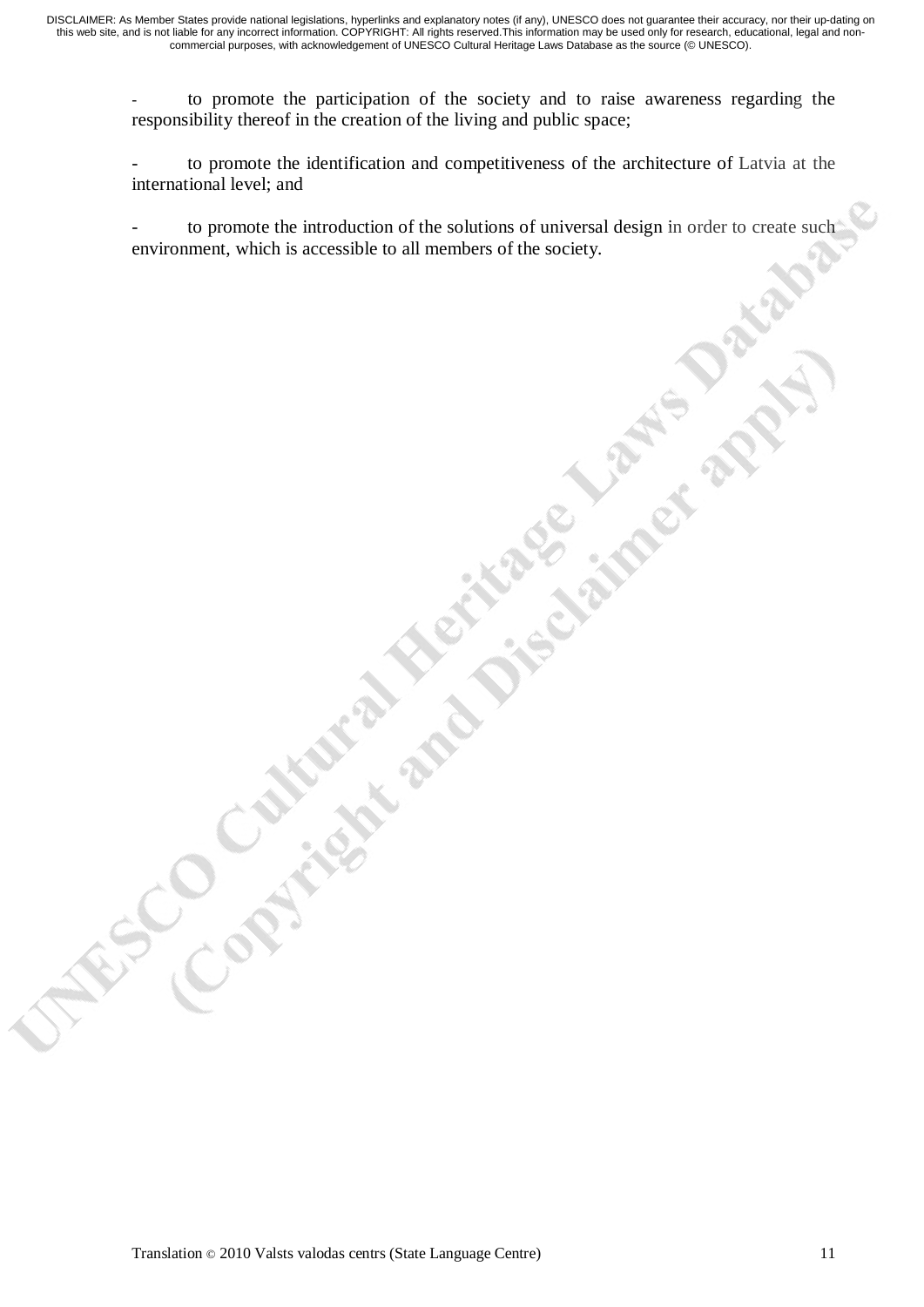- to promote the participation of the society and to raise awareness regarding the responsibility thereof in the creation of the living and public space;

- to promote the identification and competitiveness of the architecture of Latvia at the international level; and

- to promote the introduction of the solutions of universal design in order to create such environment, which is accessible to all members of the society.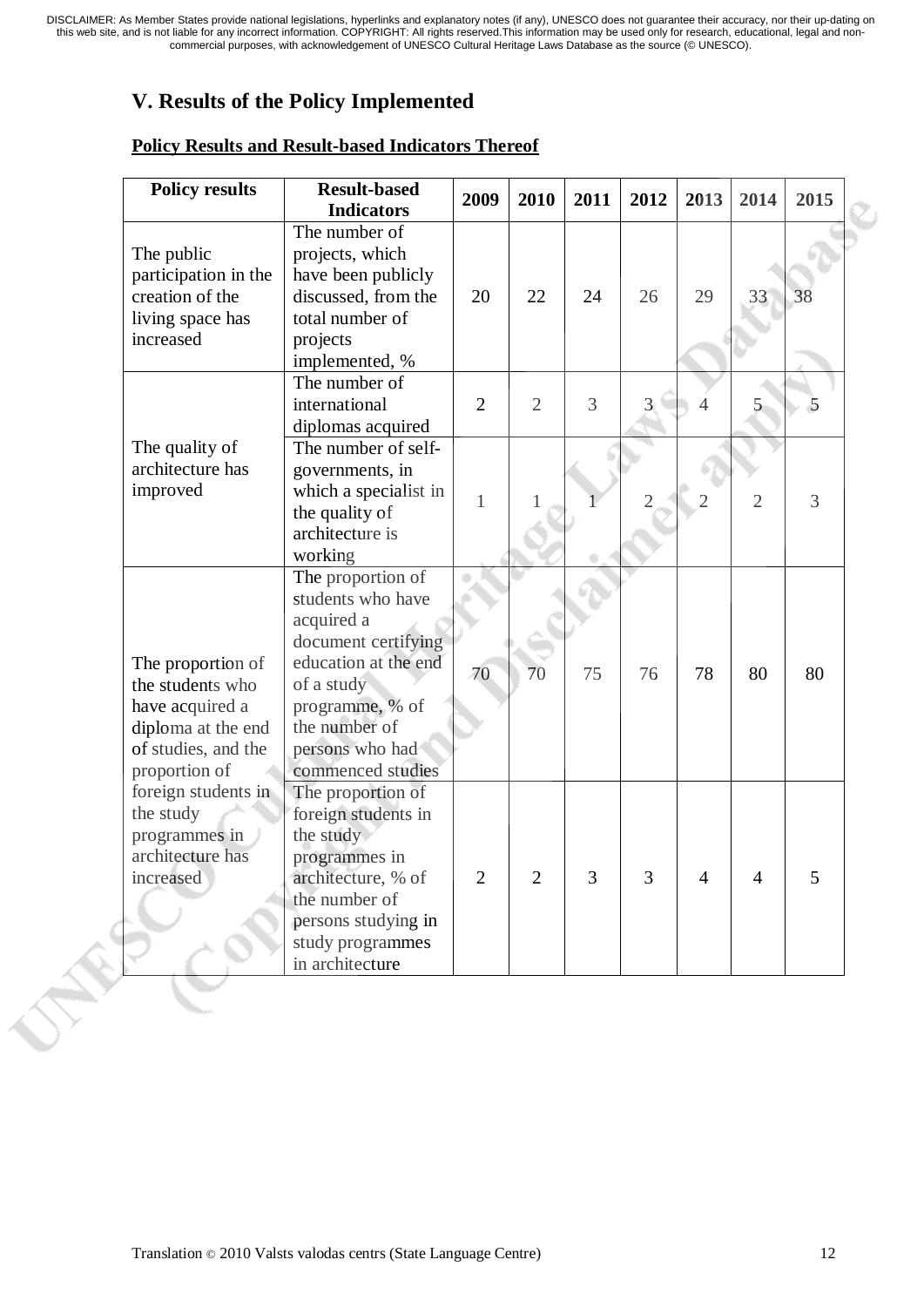## V. Results of the Policy Implemented

**Policy Results and Result-based Indicators Thereof**

| Policy results | Result-based Indicators | 2009 | 2010 | 2011 | 2012 | 2013 | 2014 | 2015 |
|---|---|---|---|---|---|---|---|---|
| The public participation in the creation of the living space has increased | The number of projects, which have been publicly discussed, from the total number of projects implemented, % | 20 | 22 | 24 | 26 | 29 | 33 | 38 |
| The quality of architecture has improved | The number of international diplomas acquired | 2 | 2 | 3 | 3 | 4 | 5 | 5 |
| | The number of self-governments, in which a specialist in the quality of architecture is working | 1 | 1 | 1 | 2 | 2 | 2 | 3 |
| The proportion of the students who have acquired a diploma at the end of studies, and the proportion of foreign students in the study programmes in architecture has increased | The proportion of students who have acquired a document certifying education at the end of a study programme, % of the number of persons who had commenced studies | 70 | 70 | 75 | 76 | 78 | 80 | 80 |
| | The proportion of foreign students in the study programmes in architecture, % of the number of persons studying in study programmes in architecture | 2 | 2 | 3 | 3 | 4 | 4 | 5 |

Translation © 2010 Valsts valodas centrs (State Language Centre)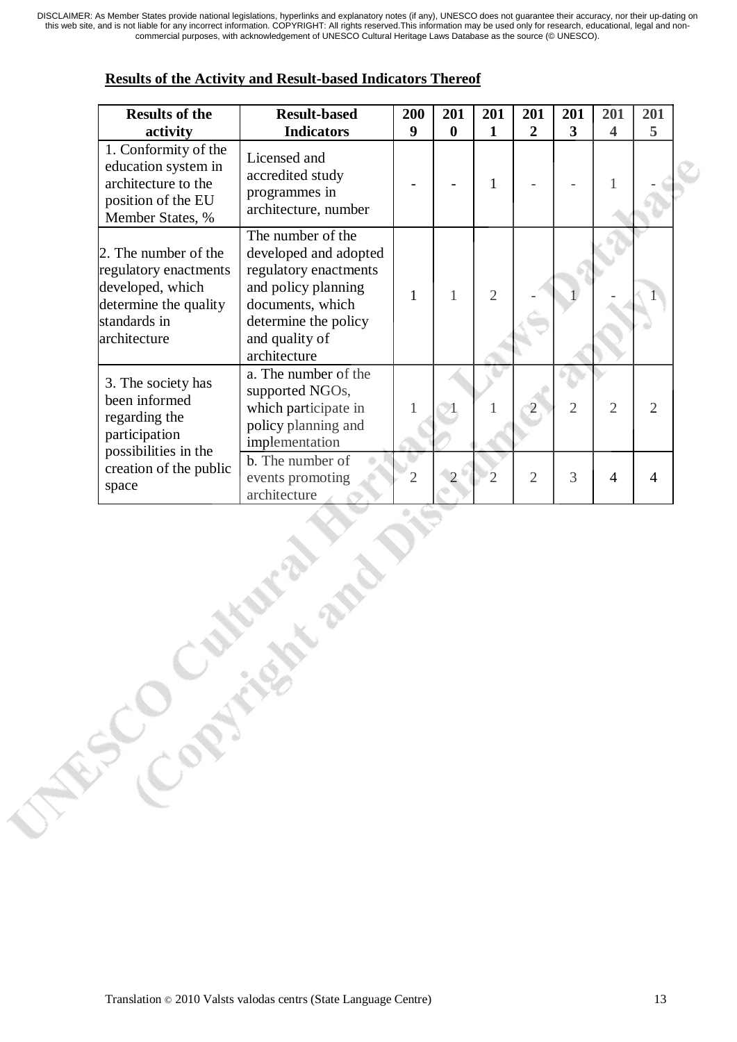## Results of the Activity and Result-based Indicators Thereof

| Results of the activity | Result-based Indicators | 2009 | 2010 | 2011 | 2012 | 2013 | 2014 | 2015 |
|---|---|---|---|---|---|---|---|---|
| 1. Conformity of the education system in architecture to the position of the EU Member States, % | Licensed and accredited study programmes in architecture, number | - | - | 1 | - | - | 1 | - |
| 2. The number of the regulatory enactments developed, which determine the quality standards in architecture | The number of the developed and adopted regulatory enactments and policy planning documents, which determine the policy and quality of architecture | 1 | 1 | 2 | - | 1 | - | 1 |
| 3. The society has been informed regarding the participation possibilities in the creation of the public space | a. The number of the supported NGOs, which participate in policy planning and implementation | 1 | 1 | 1 | 2 | 2 | 2 | 2 |
| | b. The number of events promoting architecture | 2 | 2 | 2 | 2 | 3 | 4 | 4 |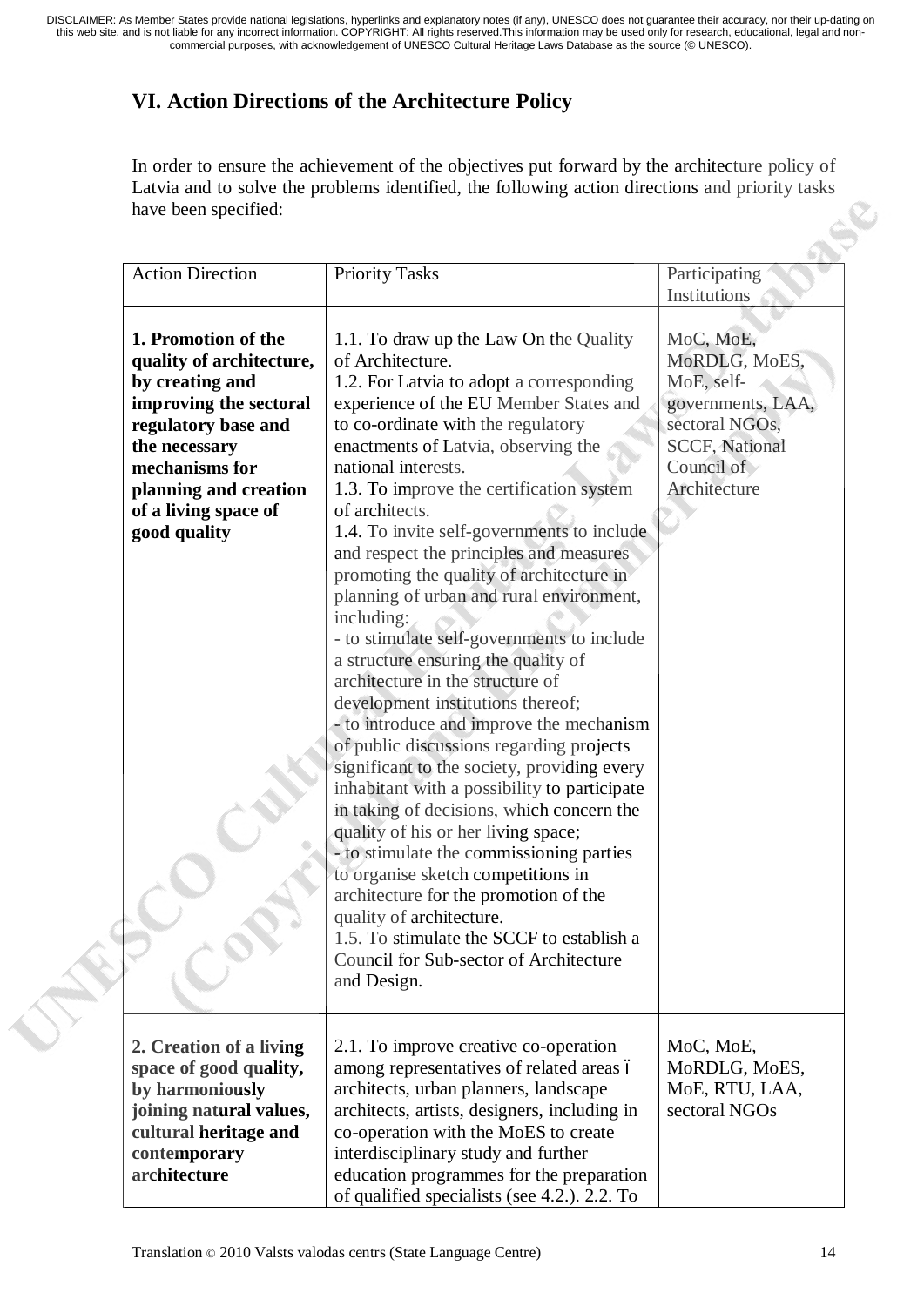## VI. Action Directions of the Architecture Policy

In order to ensure the achievement of the objectives put forward by the architecture policy of Latvia and to solve the problems identified, the following action directions and priority tasks have been specified:

| Action Direction | Priority Tasks | Participating Institutions |
|---|---|---|
| **1. Promotion of the quality of architecture, by creating and improving the sectoral regulatory base and the necessary mechanisms for planning and creation of a living space of good quality** | 1.1. To draw up the Law On the Quality of Architecture.<br>1.2. For Latvia to adopt a corresponding experience of the EU Member States and to co-ordinate with the regulatory enactments of Latvia, observing the national interests.<br>1.3. To improve the certification system of architects.<br>1.4. To invite self-governments to include and respect the principles and measures promoting the quality of architecture in planning of urban and rural environment, including:<br>- to stimulate self-governments to include a structure ensuring the quality of architecture in the structure of development institutions thereof;<br>- to introduce and improve the mechanism of public discussions regarding projects significant to the society, providing every inhabitant with a possibility to participate in taking of decisions, which concern the quality of his or her living space;<br>- to stimulate the commissioning parties to organise sketch competitions in architecture for the promotion of the quality of architecture.<br>1.5. To stimulate the SCCF to establish a Council for Sub-sector of Architecture and Design. | MoC, MoE, MoRDLG, MoES, MoE, self-governments, LAA, sectoral NGOs, SCCF, National Council of Architecture |
| **2. Creation of a living space of good quality, by harmoniously joining natural values, cultural heritage and contemporary architecture** | 2.1. To improve creative co-operation among representatives of related areas – architects, urban planners, landscape architects, artists, designers, including in co-operation with the MoES to create interdisciplinary study and further education programmes for the preparation of qualified specialists (see 4.2.). 2.2. To | MoC, MoE, MoRDLG, MoES, MoE, RTU, LAA, sectoral NGOs |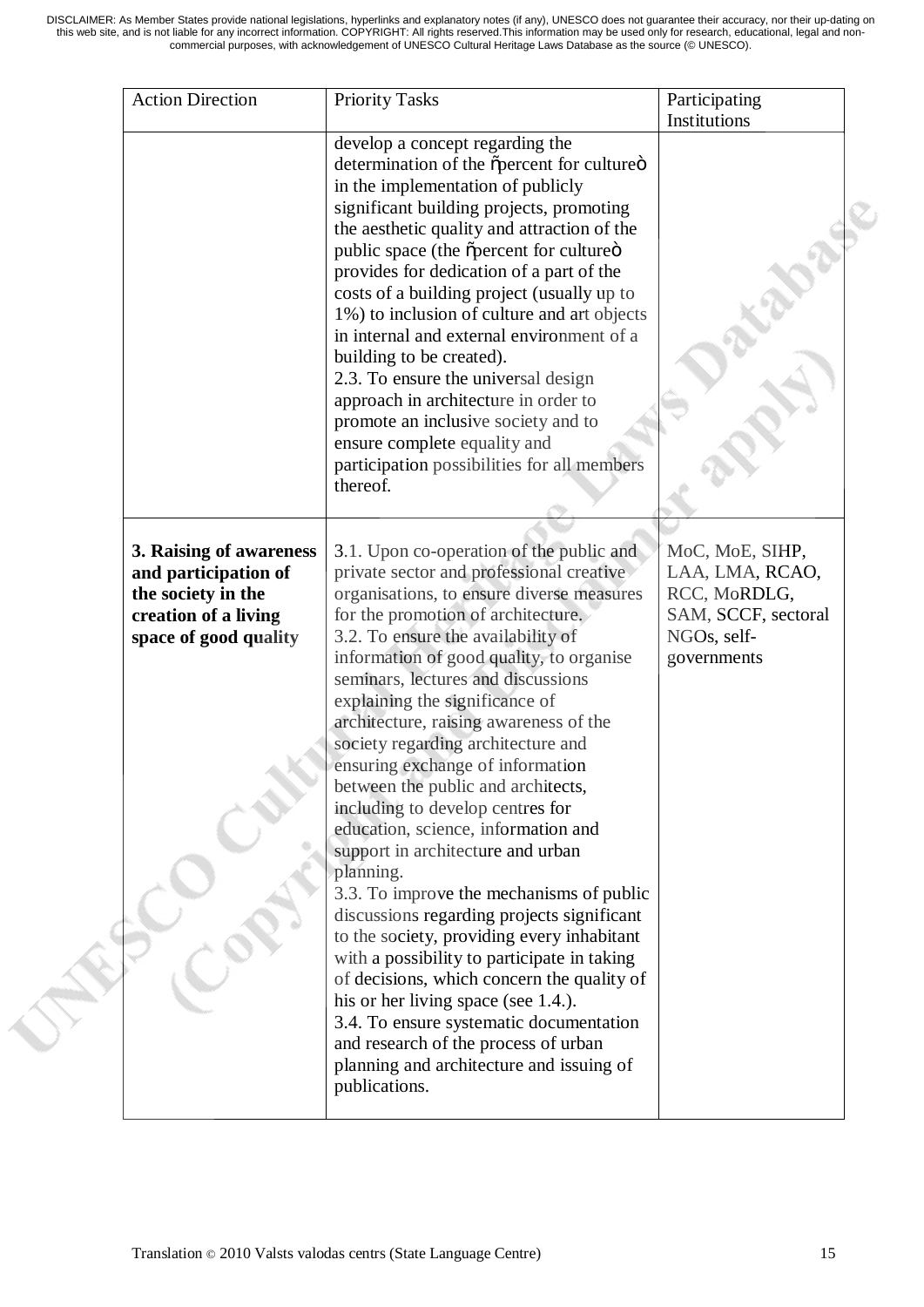| Action Direction | Priority Tasks | Participating Institutions |
|---|---|---|
| | develop a concept regarding the determination of the õpercent for cultureö in the implementation of publicly significant building projects, promoting the aesthetic quality and attraction of the public space (the õpercent for cultureö provides for dedication of a part of the costs of a building project (usually up to 1%) to inclusion of culture and art objects in internal and external environment of a building to be created).<br>2.3. To ensure the universal design approach in architecture in order to promote an inclusive society and to ensure complete equality and participation possibilities for all members thereof. | |
| **3. Raising of awareness and participation of the society in the creation of a living space of good quality** | 3.1. Upon co-operation of the public and private sector and professional creative organisations, to ensure diverse measures for the promotion of architecture.<br>3.2. To ensure the availability of information of good quality, to organise seminars, lectures and discussions explaining the significance of architecture, raising awareness of the society regarding architecture and ensuring exchange of information between the public and architects, including to develop centres for education, science, information and support in architecture and urban planning.<br>3.3. To improve the mechanisms of public discussions regarding projects significant to the society, providing every inhabitant with a possibility to participate in taking of decisions, which concern the quality of his or her living space (see 1.4.).<br>3.4. To ensure systematic documentation and research of the process of urban planning and architecture and issuing of publications. | MoC, MoE, SIHP, LAA, LMA, RCAO, RCC, MoRDLG, SAM, SCCF, sectoral NGOs, self-governments |

Translation © 2010 Valsts valodas centrs (State Language Centre)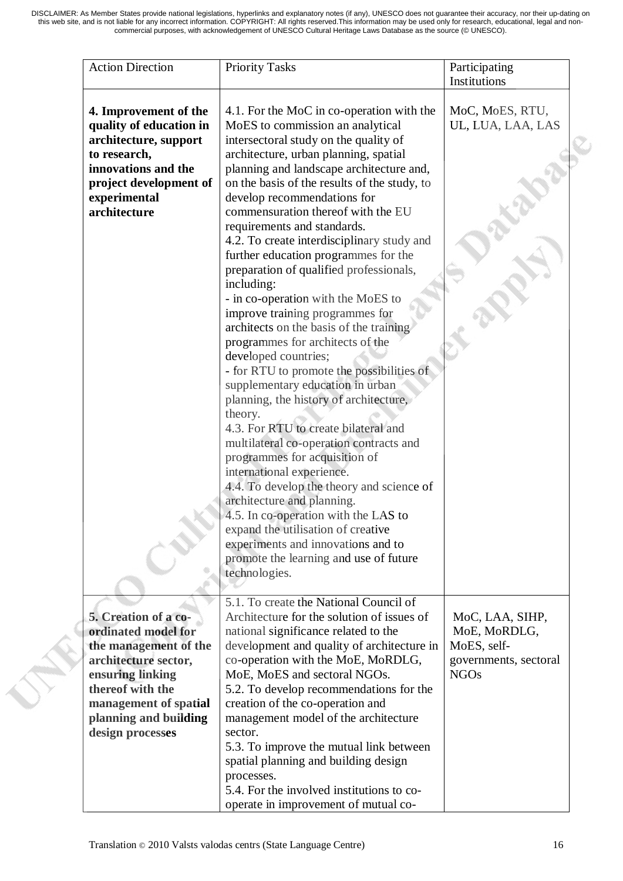| Action Direction | Priority Tasks | Participating Institutions |
|---|---|---|
| **4. Improvement of the quality of education in architecture, support to research, innovations and the project development of experimental architecture** | 4.1. For the MoC in co-operation with the MoES to commission an analytical intersectoral study on the quality of architecture, urban planning, spatial planning and landscape architecture and, on the basis of the results of the study, to develop recommendations for commensuration thereof with the EU requirements and standards.<br>4.2. To create interdisciplinary study and further education programmes for the preparation of qualified professionals, including:<br>- in co-operation with the MoES to improve training programmes for architects on the basis of the training programmes for architects of the developed countries;<br>- for RTU to promote the possibilities of supplementary education in urban planning, the history of architecture, theory.<br>4.3. For RTU to create bilateral and multilateral co-operation contracts and programmes for acquisition of international experience.<br>4.4. To develop the theory and science of architecture and planning.<br>4.5. In co-operation with the LAS to expand the utilisation of creative experiments and innovations and to promote the learning and use of future technologies. | MoC, MoES, RTU, UL, LUA, LAA, LAS |
| **5. Creation of a co-ordinated model for the management of the architecture sector, ensuring linking thereof with the management of spatial planning and building design processes** | 5.1. To create the National Council of Architecture for the solution of issues of national significance related to the development and quality of architecture in co-operation with the MoE, MoRDLG, MoE, MoES and sectoral NGOs.<br>5.2. To develop recommendations for the creation of the co-operation and management model of the architecture sector.<br>5.3. To improve the mutual link between spatial planning and building design processes.<br>5.4. For the involved institutions to co-operate in improvement of mutual co- | MoC, LAA, SIHP, MoE, MoRDLG, MoES, self-governments, sectoral NGOs |

Translation © 2010 Valsts valodas centrs (State Language Centre)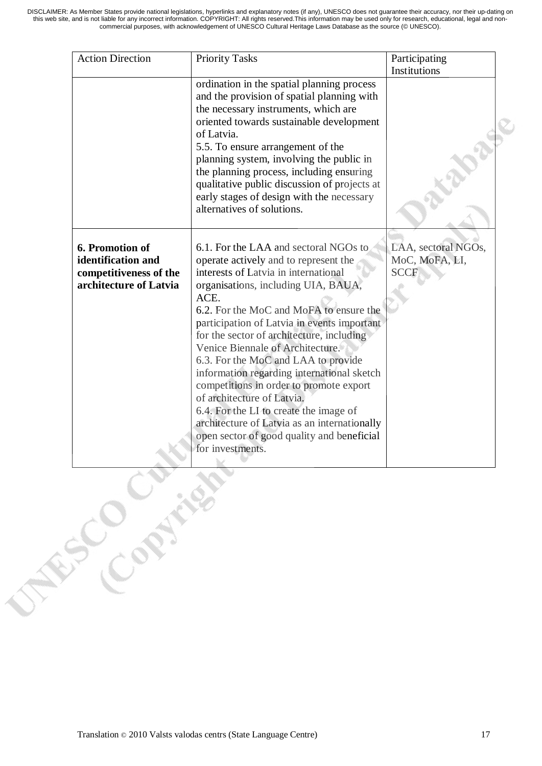| Action Direction | Priority Tasks | Participating Institutions |
|---|---|---|
| | ordination in the spatial planning process and the provision of spatial planning with the necessary instruments, which are oriented towards sustainable development of Latvia.<br>5.5. To ensure arrangement of the planning system, involving the public in the planning process, including ensuring qualitative public discussion of projects at early stages of design with the necessary alternatives of solutions. | |
| **6. Promotion of identification and competitiveness of the architecture of Latvia** | 6.1. For the LAA and sectoral NGOs to operate actively and to represent the interests of Latvia in international organisations, including UIA, BAUA, ACE.<br>6.2. For the MoC and MoFA to ensure the participation of Latvia in events important for the sector of architecture, including Venice Biennale of Architecture.<br>6.3. For the MoC and LAA to provide information regarding international sketch competitions in order to promote export of architecture of Latvia.<br>6.4. For the LI to create the image of architecture of Latvia as an internationally open sector of good quality and beneficial for investments. | LAA, sectoral NGOs, MoC, MoFA, LI, SCCF |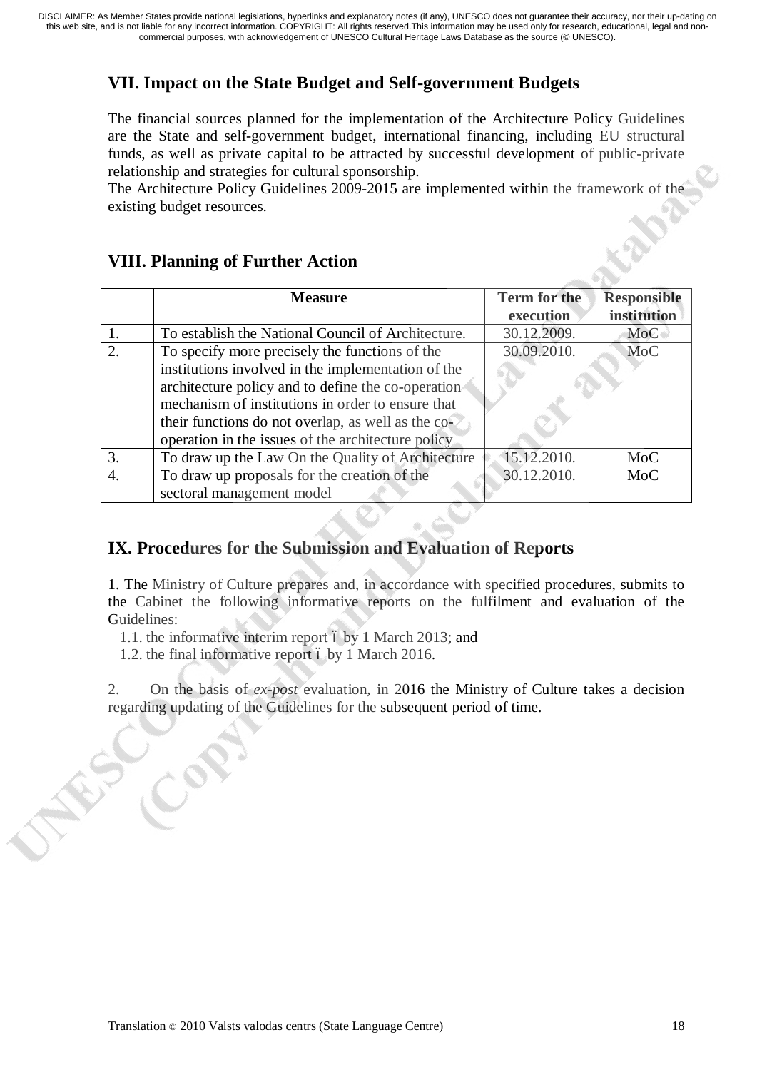## VII. Impact on the State Budget and Self-government Budgets

The financial sources planned for the implementation of the Architecture Policy Guidelines are the State and self-government budget, international financing, including EU structural funds, as well as private capital to be attracted by successful development of public-private relationship and strategies for cultural sponsorship.
The Architecture Policy Guidelines 2009-2015 are implemented within the framework of the existing budget resources.

## VIII. Planning of Further Action

| | Measure | Term for the execution | Responsible institution |
|---|---|---|---|
| 1. | To establish the National Council of Architecture. | 30.12.2009. | MoC |
| 2. | To specify more precisely the functions of the institutions involved in the implementation of the architecture policy and to define the co-operation mechanism of institutions in order to ensure that their functions do not overlap, as well as the co-operation in the issues of the architecture policy | 30.09.2010. | MoC |
| 3. | To draw up the Law On the Quality of Architecture | 15.12.2010. | MoC |
| 4. | To draw up proposals for the creation of the sectoral management model | 30.12.2010. | MoC |

## IX. Procedures for the Submission and Evaluation of Reports

1. The Ministry of Culture prepares and, in accordance with specified procedures, submits to the Cabinet the following informative reports on the fulfilment and evaluation of the Guidelines:
   1.1. the informative interim report ï by 1 March 2013; and
   1.2. the final informative report ï by 1 March 2016.

2. On the basis of *ex-post* evaluation, in 2016 the Ministry of Culture takes a decision regarding updating of the Guidelines for the subsequent period of time.

Translation © 2010 Valsts valodas centrs (State Language Centre)